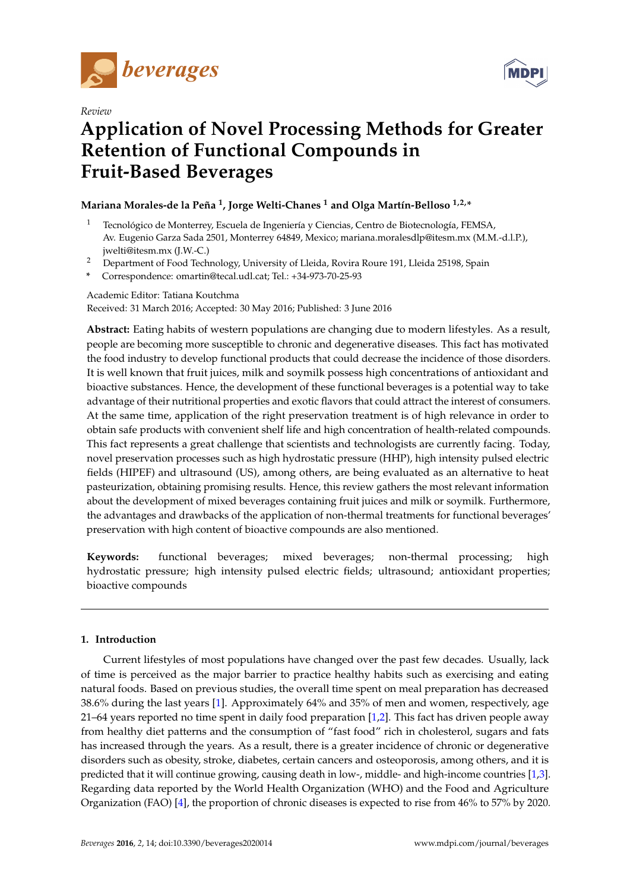*Review*

# Application of Novel Processing Methods for Greater Retention of Functional Compounds in Fruit-Based Beverages

**Mariana Morales-de la Peña [1], Jorge Welti-Chanes [1] and Olga Martín-Belloso [1,2,*]**

[1] Tecnológico de Monterrey, Escuela de Ingeniería y Ciencias, Centro de Biotecnología, FEMSA, Av. Eugenio Garza Sada 2501, Monterrey 64849, Mexico; mariana.moralesdlp@itesm.mx (M.M.-d.l.P.), jwelti@itesm.mx (J.W.-C.)

[2] Department of Food Technology, University of Lleida, Rovira Roure 191, Lleida 25198, Spain

\* Correspondence: omartin@tecal.udl.cat; Tel.: +34-973-70-25-93

Academic Editor: Tatiana Koutchma

Received: 31 March 2016; Accepted: 30 May 2016; Published: 3 June 2016

**Abstract:** Eating habits of western populations are changing due to modern lifestyles. As a result, people are becoming more susceptible to chronic and degenerative diseases. This fact has motivated the food industry to develop functional products that could decrease the incidence of those disorders. It is well known that fruit juices, milk and soymilk possess high concentrations of antioxidant and bioactive substances. Hence, the development of these functional beverages is a potential way to take advantage of their nutritional properties and exotic flavors that could attract the interest of consumers. At the same time, application of the right preservation treatment is of high relevance in order to obtain safe products with convenient shelf life and high concentration of health-related compounds. This fact represents a great challenge that scientists and technologists are currently facing. Today, novel preservation processes such as high hydrostatic pressure (HHP), high intensity pulsed electric fields (HIPEF) and ultrasound (US), among others, are being evaluated as an alternative to heat pasteurization, obtaining promising results. Hence, this review gathers the most relevant information about the development of mixed beverages containing fruit juices and milk or soymilk. Furthermore, the advantages and drawbacks of the application of non-thermal treatments for functional beverages' preservation with high content of bioactive compounds are also mentioned.

**Keywords:** functional beverages; mixed beverages; non-thermal processing; high hydrostatic pressure; high intensity pulsed electric fields; ultrasound; antioxidant properties; bioactive compounds

## 1. Introduction

Current lifestyles of most populations have changed over the past few decades. Usually, lack of time is perceived as the major barrier to practice healthy habits such as exercising and eating natural foods. Based on previous studies, the overall time spent on meal preparation has decreased 38.6% during the last years [1]. Approximately 64% and 35% of men and women, respectively, age 21–64 years reported no time spent in daily food preparation [1,2]. This fact has driven people away from healthy diet patterns and the consumption of "fast food" rich in cholesterol, sugars and fats has increased through the years. As a result, there is a greater incidence of chronic or degenerative disorders such as obesity, stroke, diabetes, certain cancers and osteoporosis, among others, and it is predicted that it will continue growing, causing death in low-, middle- and high-income countries [1,3]. Regarding data reported by the World Health Organization (WHO) and the Food and Agriculture Organization (FAO) [4], the proportion of chronic diseases is expected to rise from 46% to 57% by 2020.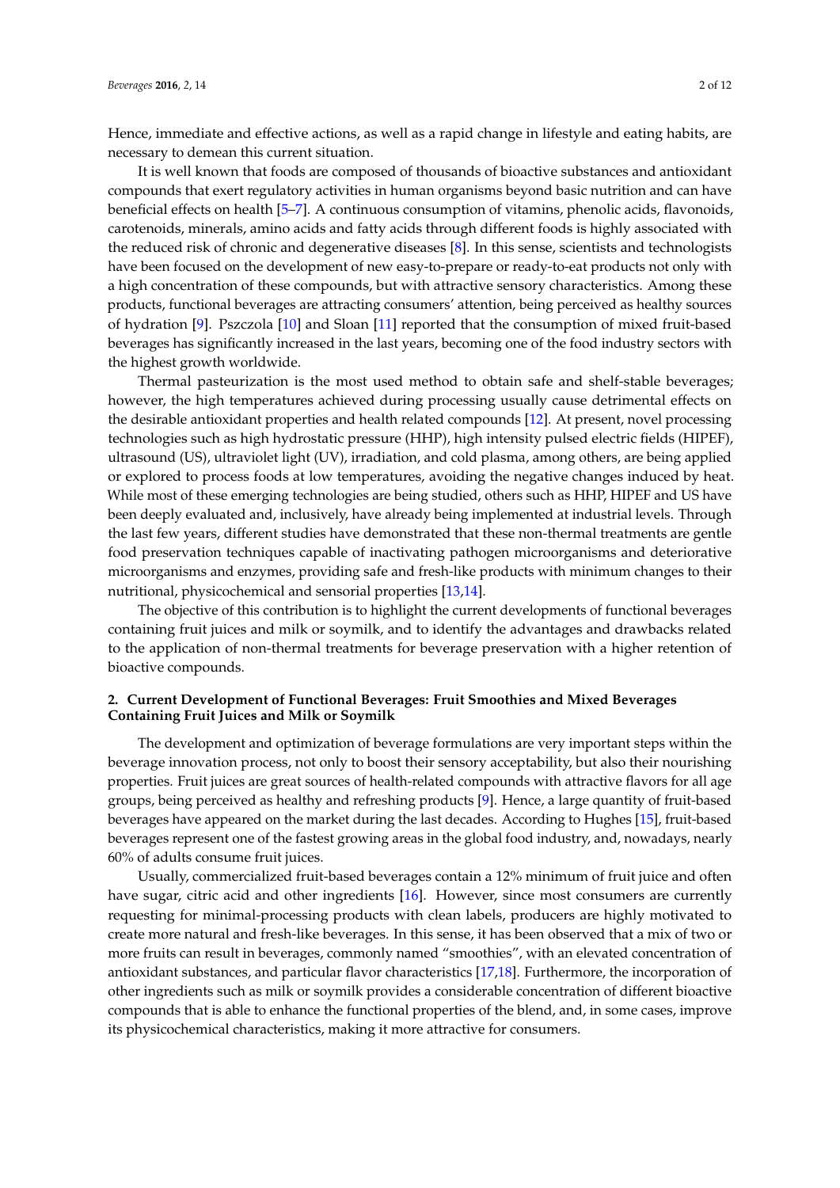Hence, immediate and effective actions, as well as a rapid change in lifestyle and eating habits, are necessary to demean this current situation.

It is well known that foods are composed of thousands of bioactive substances and antioxidant compounds that exert regulatory activities in human organisms beyond basic nutrition and can have beneficial effects on health [5–7]. A continuous consumption of vitamins, phenolic acids, flavonoids, carotenoids, minerals, amino acids and fatty acids through different foods is highly associated with the reduced risk of chronic and degenerative diseases [8]. In this sense, scientists and technologists have been focused on the development of new easy-to-prepare or ready-to-eat products not only with a high concentration of these compounds, but with attractive sensory characteristics. Among these products, functional beverages are attracting consumers' attention, being perceived as healthy sources of hydration [9]. Pszczola [10] and Sloan [11] reported that the consumption of mixed fruit-based beverages has significantly increased in the last years, becoming one of the food industry sectors with the highest growth worldwide.

Thermal pasteurization is the most used method to obtain safe and shelf-stable beverages; however, the high temperatures achieved during processing usually cause detrimental effects on the desirable antioxidant properties and health related compounds [12]. At present, novel processing technologies such as high hydrostatic pressure (HHP), high intensity pulsed electric fields (HIPEF), ultrasound (US), ultraviolet light (UV), irradiation, and cold plasma, among others, are being applied or explored to process foods at low temperatures, avoiding the negative changes induced by heat. While most of these emerging technologies are being studied, others such as HHP, HIPEF and US have been deeply evaluated and, inclusively, have already being implemented at industrial levels. Through the last few years, different studies have demonstrated that these non-thermal treatments are gentle food preservation techniques capable of inactivating pathogen microorganisms and deteriorative microorganisms and enzymes, providing safe and fresh-like products with minimum changes to their nutritional, physicochemical and sensorial properties [13,14].

The objective of this contribution is to highlight the current developments of functional beverages containing fruit juices and milk or soymilk, and to identify the advantages and drawbacks related to the application of non-thermal treatments for beverage preservation with a higher retention of bioactive compounds.

## 2. Current Development of Functional Beverages: Fruit Smoothies and Mixed Beverages Containing Fruit Juices and Milk or Soymilk

The development and optimization of beverage formulations are very important steps within the beverage innovation process, not only to boost their sensory acceptability, but also their nourishing properties. Fruit juices are great sources of health-related compounds with attractive flavors for all age groups, being perceived as healthy and refreshing products [9]. Hence, a large quantity of fruit-based beverages have appeared on the market during the last decades. According to Hughes [15], fruit-based beverages represent one of the fastest growing areas in the global food industry, and, nowadays, nearly 60% of adults consume fruit juices.

Usually, commercialized fruit-based beverages contain a 12% minimum of fruit juice and often have sugar, citric acid and other ingredients [16]. However, since most consumers are currently requesting for minimal-processing products with clean labels, producers are highly motivated to create more natural and fresh-like beverages. In this sense, it has been observed that a mix of two or more fruits can result in beverages, commonly named "smoothies", with an elevated concentration of antioxidant substances, and particular flavor characteristics [17,18]. Furthermore, the incorporation of other ingredients such as milk or soymilk provides a considerable concentration of different bioactive compounds that is able to enhance the functional properties of the blend, and, in some cases, improve its physicochemical characteristics, making it more attractive for consumers.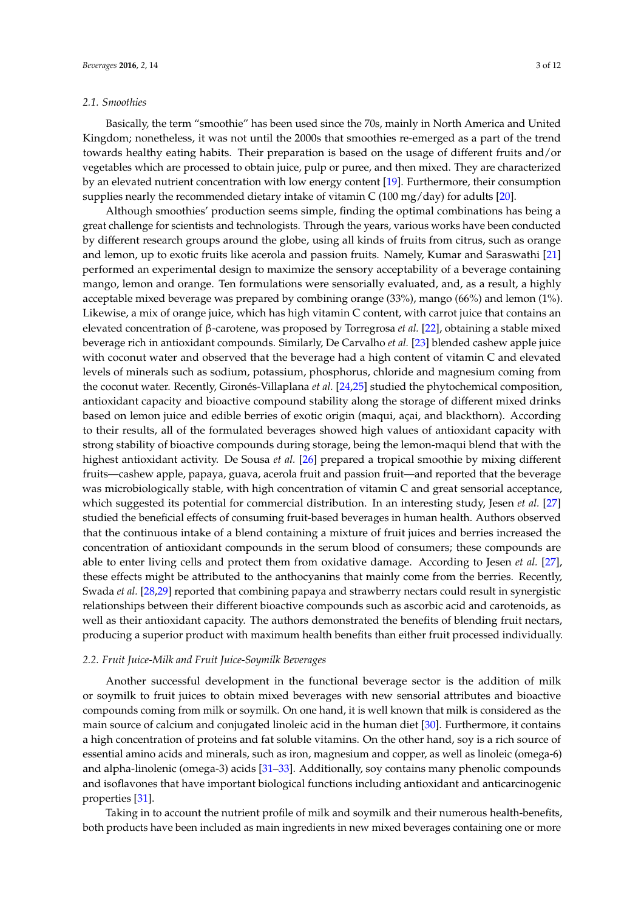### 2.1. Smoothies

Basically, the term "smoothie" has been used since the 70s, mainly in North America and United Kingdom; nonetheless, it was not until the 2000s that smoothies re-emerged as a part of the trend towards healthy eating habits. Their preparation is based on the usage of different fruits and/or vegetables which are processed to obtain juice, pulp or puree, and then mixed. They are characterized by an elevated nutrient concentration with low energy content [19]. Furthermore, their consumption supplies nearly the recommended dietary intake of vitamin C (100 mg/day) for adults [20].

Although smoothies' production seems simple, finding the optimal combinations has being a great challenge for scientists and technologists. Through the years, various works have been conducted by different research groups around the globe, using all kinds of fruits from citrus, such as orange and lemon, up to exotic fruits like acerola and passion fruits. Namely, Kumar and Saraswathi [21] performed an experimental design to maximize the sensory acceptability of a beverage containing mango, lemon and orange. Ten formulations were sensorially evaluated, and, as a result, a highly acceptable mixed beverage was prepared by combining orange (33%), mango (66%) and lemon (1%). Likewise, a mix of orange juice, which has high vitamin C content, with carrot juice that contains an elevated concentration of β-carotene, was proposed by Torregrosa *et al.* [22], obtaining a stable mixed beverage rich in antioxidant compounds. Similarly, De Carvalho *et al.* [23] blended cashew apple juice with coconut water and observed that the beverage had a high content of vitamin C and elevated levels of minerals such as sodium, potassium, phosphorus, chloride and magnesium coming from the coconut water. Recently, Gironés-Villaplana *et al.* [24,25] studied the phytochemical composition, antioxidant capacity and bioactive compound stability along the storage of different mixed drinks based on lemon juice and edible berries of exotic origin (maqui, açai, and blackthorn). According to their results, all of the formulated beverages showed high values of antioxidant capacity with strong stability of bioactive compounds during storage, being the lemon-maqui blend that with the highest antioxidant activity. De Sousa *et al.* [26] prepared a tropical smoothie by mixing different fruits—cashew apple, papaya, guava, acerola fruit and passion fruit—and reported that the beverage was microbiologically stable, with high concentration of vitamin C and great sensorial acceptance, which suggested its potential for commercial distribution. In an interesting study, Jesen *et al.* [27] studied the beneficial effects of consuming fruit-based beverages in human health. Authors observed that the continuous intake of a blend containing a mixture of fruit juices and berries increased the concentration of antioxidant compounds in the serum blood of consumers; these compounds are able to enter living cells and protect them from oxidative damage. According to Jesen *et al.* [27], these effects might be attributed to the anthocyanins that mainly come from the berries. Recently, Swada *et al.* [28,29] reported that combining papaya and strawberry nectars could result in synergistic relationships between their different bioactive compounds such as ascorbic acid and carotenoids, as well as their antioxidant capacity. The authors demonstrated the benefits of blending fruit nectars, producing a superior product with maximum health benefits than either fruit processed individually.

### 2.2. Fruit Juice-Milk and Fruit Juice-Soymilk Beverages

Another successful development in the functional beverage sector is the addition of milk or soymilk to fruit juices to obtain mixed beverages with new sensorial attributes and bioactive compounds coming from milk or soymilk. On one hand, it is well known that milk is considered as the main source of calcium and conjugated linoleic acid in the human diet [30]. Furthermore, it contains a high concentration of proteins and fat soluble vitamins. On the other hand, soy is a rich source of essential amino acids and minerals, such as iron, magnesium and copper, as well as linoleic (omega-6) and alpha-linolenic (omega-3) acids [31–33]. Additionally, soy contains many phenolic compounds and isoflavones that have important biological functions including antioxidant and anticarcinogenic properties [31].

Taking in to account the nutrient profile of milk and soymilk and their numerous health-benefits, both products have been included as main ingredients in new mixed beverages containing one or more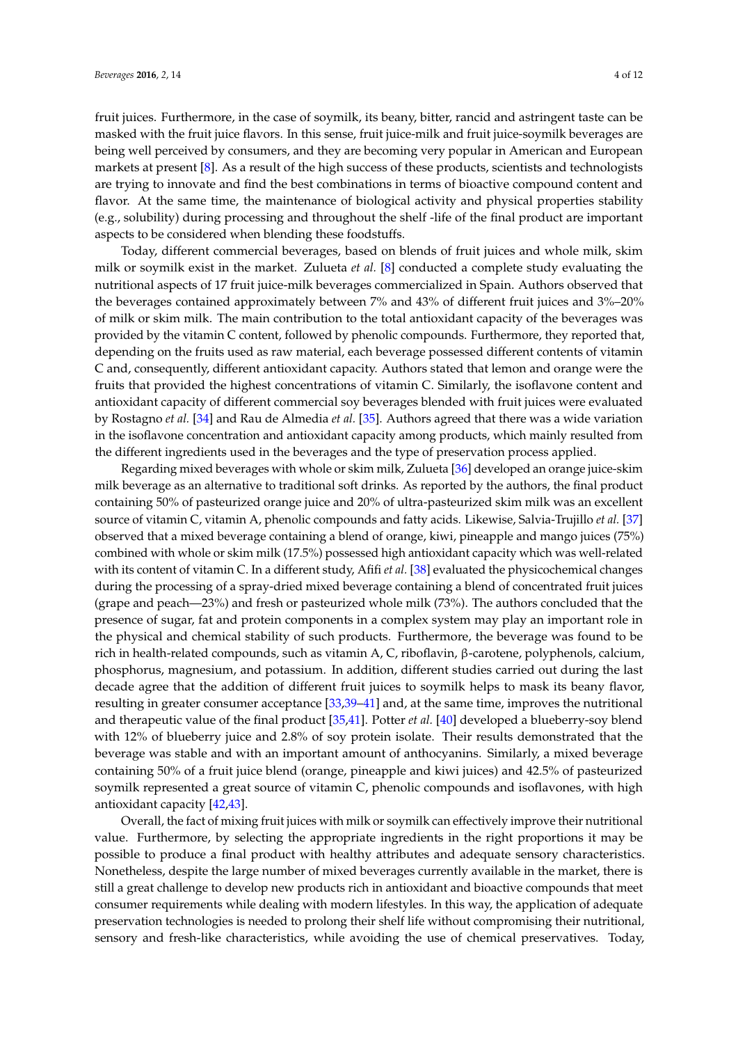fruit juices. Furthermore, in the case of soymilk, its beany, bitter, rancid and astringent taste can be masked with the fruit juice flavors. In this sense, fruit juice-milk and fruit juice-soymilk beverages are being well perceived by consumers, and they are becoming very popular in American and European markets at present [8]. As a result of the high success of these products, scientists and technologists are trying to innovate and find the best combinations in terms of bioactive compound content and flavor. At the same time, the maintenance of biological activity and physical properties stability (e.g., solubility) during processing and throughout the shelf -life of the final product are important aspects to be considered when blending these foodstuffs.

Today, different commercial beverages, based on blends of fruit juices and whole milk, skim milk or soymilk exist in the market. Zulueta *et al.* [8] conducted a complete study evaluating the nutritional aspects of 17 fruit juice-milk beverages commercialized in Spain. Authors observed that the beverages contained approximately between 7% and 43% of different fruit juices and 3%–20% of milk or skim milk. The main contribution to the total antioxidant capacity of the beverages was provided by the vitamin C content, followed by phenolic compounds. Furthermore, they reported that, depending on the fruits used as raw material, each beverage possessed different contents of vitamin C and, consequently, different antioxidant capacity. Authors stated that lemon and orange were the fruits that provided the highest concentrations of vitamin C. Similarly, the isoflavone content and antioxidant capacity of different commercial soy beverages blended with fruit juices were evaluated by Rostagno *et al.* [34] and Rau de Almedia *et al.* [35]. Authors agreed that there was a wide variation in the isoflavone concentration and antioxidant capacity among products, which mainly resulted from the different ingredients used in the beverages and the type of preservation process applied.

Regarding mixed beverages with whole or skim milk, Zulueta [36] developed an orange juice-skim milk beverage as an alternative to traditional soft drinks. As reported by the authors, the final product containing 50% of pasteurized orange juice and 20% of ultra-pasteurized skim milk was an excellent source of vitamin C, vitamin A, phenolic compounds and fatty acids. Likewise, Salvia-Trujillo *et al.* [37] observed that a mixed beverage containing a blend of orange, kiwi, pineapple and mango juices (75%) combined with whole or skim milk (17.5%) possessed high antioxidant capacity which was well-related with its content of vitamin C. In a different study, Afifi *et al.* [38] evaluated the physicochemical changes during the processing of a spray-dried mixed beverage containing a blend of concentrated fruit juices (grape and peach—23%) and fresh or pasteurized whole milk (73%). The authors concluded that the presence of sugar, fat and protein components in a complex system may play an important role in the physical and chemical stability of such products. Furthermore, the beverage was found to be rich in health-related compounds, such as vitamin A, C, riboflavin, β-carotene, polyphenols, calcium, phosphorus, magnesium, and potassium. In addition, different studies carried out during the last decade agree that the addition of different fruit juices to soymilk helps to mask its beany flavor, resulting in greater consumer acceptance [33,39–41] and, at the same time, improves the nutritional and therapeutic value of the final product [35,41]. Potter *et al.* [40] developed a blueberry-soy blend with 12% of blueberry juice and 2.8% of soy protein isolate. Their results demonstrated that the beverage was stable and with an important amount of anthocyanins. Similarly, a mixed beverage containing 50% of a fruit juice blend (orange, pineapple and kiwi juices) and 42.5% of pasteurized soymilk represented a great source of vitamin C, phenolic compounds and isoflavones, with high antioxidant capacity [42,43].

Overall, the fact of mixing fruit juices with milk or soymilk can effectively improve their nutritional value. Furthermore, by selecting the appropriate ingredients in the right proportions it may be possible to produce a final product with healthy attributes and adequate sensory characteristics. Nonetheless, despite the large number of mixed beverages currently available in the market, there is still a great challenge to develop new products rich in antioxidant and bioactive compounds that meet consumer requirements while dealing with modern lifestyles. In this way, the application of adequate preservation technologies is needed to prolong their shelf life without compromising their nutritional, sensory and fresh-like characteristics, while avoiding the use of chemical preservatives. Today,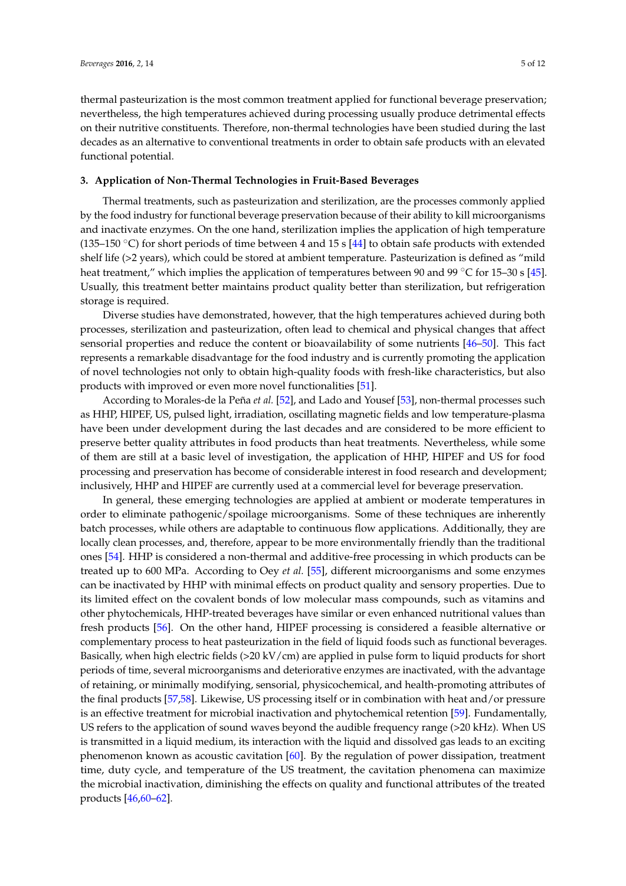thermal pasteurization is the most common treatment applied for functional beverage preservation; nevertheless, the high temperatures achieved during processing usually produce detrimental effects on their nutritive constituents. Therefore, non-thermal technologies have been studied during the last decades as an alternative to conventional treatments in order to obtain safe products with an elevated functional potential.

## 3. Application of Non-Thermal Technologies in Fruit-Based Beverages

Thermal treatments, such as pasteurization and sterilization, are the processes commonly applied by the food industry for functional beverage preservation because of their ability to kill microorganisms and inactivate enzymes. On the one hand, sterilization implies the application of high temperature (135–150 °C) for short periods of time between 4 and 15 s [44] to obtain safe products with extended shelf life (>2 years), which could be stored at ambient temperature. Pasteurization is defined as "mild heat treatment," which implies the application of temperatures between 90 and 99 °C for 15–30 s [45]. Usually, this treatment better maintains product quality better than sterilization, but refrigeration storage is required.

Diverse studies have demonstrated, however, that the high temperatures achieved during both processes, sterilization and pasteurization, often lead to chemical and physical changes that affect sensorial properties and reduce the content or bioavailability of some nutrients [46–50]. This fact represents a remarkable disadvantage for the food industry and is currently promoting the application of novel technologies not only to obtain high-quality foods with fresh-like characteristics, but also products with improved or even more novel functionalities [51].

According to Morales-de la Peña *et al.* [52], and Lado and Yousef [53], non-thermal processes such as HHP, HIPEF, US, pulsed light, irradiation, oscillating magnetic fields and low temperature-plasma have been under development during the last decades and are considered to be more efficient to preserve better quality attributes in food products than heat treatments. Nevertheless, while some of them are still at a basic level of investigation, the application of HHP, HIPEF and US for food processing and preservation has become of considerable interest in food research and development; inclusively, HHP and HIPEF are currently used at a commercial level for beverage preservation.

In general, these emerging technologies are applied at ambient or moderate temperatures in order to eliminate pathogenic/spoilage microorganisms. Some of these techniques are inherently batch processes, while others are adaptable to continuous flow applications. Additionally, they are locally clean processes, and, therefore, appear to be more environmentally friendly than the traditional ones [54]. HHP is considered a non-thermal and additive-free processing in which products can be treated up to 600 MPa. According to Oey *et al.* [55], different microorganisms and some enzymes can be inactivated by HHP with minimal effects on product quality and sensory properties. Due to its limited effect on the covalent bonds of low molecular mass compounds, such as vitamins and other phytochemicals, HHP-treated beverages have similar or even enhanced nutritional values than fresh products [56]. On the other hand, HIPEF processing is considered a feasible alternative or complementary process to heat pasteurization in the field of liquid foods such as functional beverages. Basically, when high electric fields (>20 kV/cm) are applied in pulse form to liquid products for short periods of time, several microorganisms and deteriorative enzymes are inactivated, with the advantage of retaining, or minimally modifying, sensorial, physicochemical, and health-promoting attributes of the final products [57,58]. Likewise, US processing itself or in combination with heat and/or pressure is an effective treatment for microbial inactivation and phytochemical retention [59]. Fundamentally, US refers to the application of sound waves beyond the audible frequency range (>20 kHz). When US is transmitted in a liquid medium, its interaction with the liquid and dissolved gas leads to an exciting phenomenon known as acoustic cavitation [60]. By the regulation of power dissipation, treatment time, duty cycle, and temperature of the US treatment, the cavitation phenomena can maximize the microbial inactivation, diminishing the effects on quality and functional attributes of the treated products [46,60–62].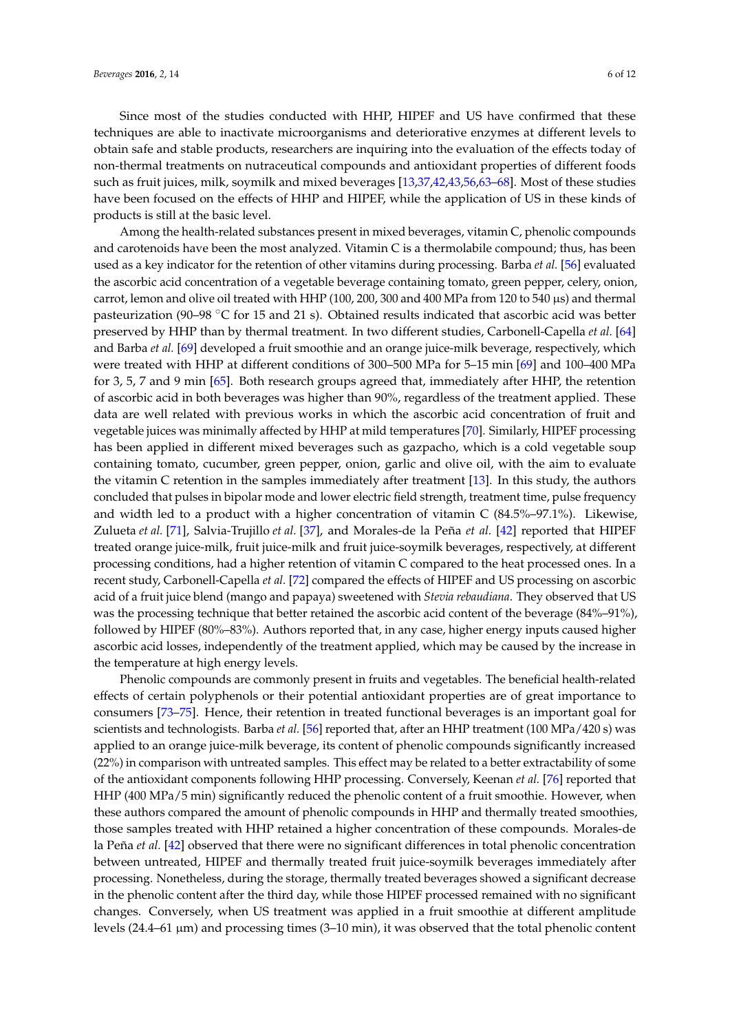Since most of the studies conducted with HHP, HIPEF and US have confirmed that these techniques are able to inactivate microorganisms and deteriorative enzymes at different levels to obtain safe and stable products, researchers are inquiring into the evaluation of the effects today of non-thermal treatments on nutraceutical compounds and antioxidant properties of different foods such as fruit juices, milk, soymilk and mixed beverages [13,37,42,43,56,63–68]. Most of these studies have been focused on the effects of HHP and HIPEF, while the application of US in these kinds of products is still at the basic level.

Among the health-related substances present in mixed beverages, vitamin C, phenolic compounds and carotenoids have been the most analyzed. Vitamin C is a thermolabile compound; thus, has been used as a key indicator for the retention of other vitamins during processing. Barba *et al.* [56] evaluated the ascorbic acid concentration of a vegetable beverage containing tomato, green pepper, celery, onion, carrot, lemon and olive oil treated with HHP (100, 200, 300 and 400 MPa from 120 to 540 µs) and thermal pasteurization (90–98 °C for 15 and 21 s). Obtained results indicated that ascorbic acid was better preserved by HHP than by thermal treatment. In two different studies, Carbonell-Capella *et al.* [64] and Barba *et al.* [69] developed a fruit smoothie and an orange juice-milk beverage, respectively, which were treated with HHP at different conditions of 300–500 MPa for 5–15 min [69] and 100–400 MPa for 3, 5, 7 and 9 min [65]. Both research groups agreed that, immediately after HHP, the retention of ascorbic acid in both beverages was higher than 90%, regardless of the treatment applied. These data are well related with previous works in which the ascorbic acid concentration of fruit and vegetable juices was minimally affected by HHP at mild temperatures [70]. Similarly, HIPEF processing has been applied in different mixed beverages such as gazpacho, which is a cold vegetable soup containing tomato, cucumber, green pepper, onion, garlic and olive oil, with the aim to evaluate the vitamin C retention in the samples immediately after treatment [13]. In this study, the authors concluded that pulses in bipolar mode and lower electric field strength, treatment time, pulse frequency and width led to a product with a higher concentration of vitamin C (84.5%–97.1%). Likewise, Zulueta *et al.* [71], Salvia-Trujillo *et al.* [37], and Morales-de la Peña *et al.* [42] reported that HIPEF treated orange juice-milk, fruit juice-milk and fruit juice-soymilk beverages, respectively, at different processing conditions, had a higher retention of vitamin C compared to the heat processed ones. In a recent study, Carbonell-Capella *et al.* [72] compared the effects of HIPEF and US processing on ascorbic acid of a fruit juice blend (mango and papaya) sweetened with *Stevia rebaudiana*. They observed that US was the processing technique that better retained the ascorbic acid content of the beverage (84%–91%), followed by HIPEF (80%–83%). Authors reported that, in any case, higher energy inputs caused higher ascorbic acid losses, independently of the treatment applied, which may be caused by the increase in the temperature at high energy levels.

Phenolic compounds are commonly present in fruits and vegetables. The beneficial health-related effects of certain polyphenols or their potential antioxidant properties are of great importance to consumers [73–75]. Hence, their retention in treated functional beverages is an important goal for scientists and technologists. Barba *et al.* [56] reported that, after an HHP treatment (100 MPa/420 s) was applied to an orange juice-milk beverage, its content of phenolic compounds significantly increased (22%) in comparison with untreated samples. This effect may be related to a better extractability of some of the antioxidant components following HHP processing. Conversely, Keenan *et al.* [76] reported that HHP (400 MPa/5 min) significantly reduced the phenolic content of a fruit smoothie. However, when these authors compared the amount of phenolic compounds in HHP and thermally treated smoothies, those samples treated with HHP retained a higher concentration of these compounds. Morales-de la Peña *et al.* [42] observed that there were no significant differences in total phenolic concentration between untreated, HIPEF and thermally treated fruit juice-soymilk beverages immediately after processing. Nonetheless, during the storage, thermally treated beverages showed a significant decrease in the phenolic content after the third day, while those HIPEF processed remained with no significant changes. Conversely, when US treatment was applied in a fruit smoothie at different amplitude levels (24.4–61 µm) and processing times (3–10 min), it was observed that the total phenolic content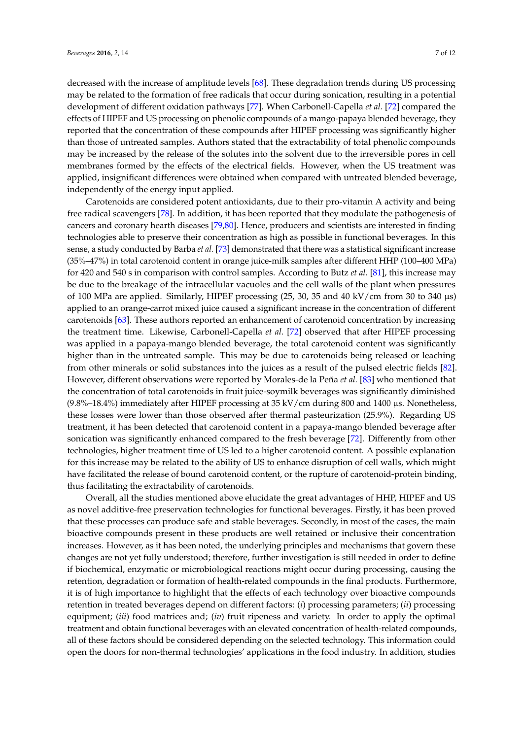decreased with the increase of amplitude levels [68]. These degradation trends during US processing may be related to the formation of free radicals that occur during sonication, resulting in a potential development of different oxidation pathways [77]. When Carbonell-Capella *et al.* [72] compared the effects of HIPEF and US processing on phenolic compounds of a mango-papaya blended beverage, they reported that the concentration of these compounds after HIPEF processing was significantly higher than those of untreated samples. Authors stated that the extractability of total phenolic compounds may be increased by the release of the solutes into the solvent due to the irreversible pores in cell membranes formed by the effects of the electrical fields. However, when the US treatment was applied, insignificant differences were obtained when compared with untreated blended beverage, independently of the energy input applied.

Carotenoids are considered potent antioxidants, due to their pro-vitamin A activity and being free radical scavengers [78]. In addition, it has been reported that they modulate the pathogenesis of cancers and coronary hearth diseases [79,80]. Hence, producers and scientists are interested in finding technologies able to preserve their concentration as high as possible in functional beverages. In this sense, a study conducted by Barba *et al.* [73] demonstrated that there was a statistical significant increase (35%–47%) in total carotenoid content in orange juice-milk samples after different HHP (100–400 MPa) for 420 and 540 s in comparison with control samples. According to Butz *et al.* [81], this increase may be due to the breakage of the intracellular vacuoles and the cell walls of the plant when pressures of 100 MPa are applied. Similarly, HIPEF processing (25, 30, 35 and 40 kV/cm from 30 to 340 μs) applied to an orange-carrot mixed juice caused a significant increase in the concentration of different carotenoids [63]. These authors reported an enhancement of carotenoid concentration by increasing the treatment time. Likewise, Carbonell-Capella *et al.* [72] observed that after HIPEF processing was applied in a papaya-mango blended beverage, the total carotenoid content was significantly higher than in the untreated sample. This may be due to carotenoids being released or leaching from other minerals or solid substances into the juices as a result of the pulsed electric fields [82]. However, different observations were reported by Morales-de la Peña *et al.* [83] who mentioned that the concentration of total carotenoids in fruit juice-soymilk beverages was significantly diminished (9.8%–18.4%) immediately after HIPEF processing at 35 kV/cm during 800 and 1400 μs. Nonetheless, these losses were lower than those observed after thermal pasteurization (25.9%). Regarding US treatment, it has been detected that carotenoid content in a papaya-mango blended beverage after sonication was significantly enhanced compared to the fresh beverage [72]. Differently from other technologies, higher treatment time of US led to a higher carotenoid content. A possible explanation for this increase may be related to the ability of US to enhance disruption of cell walls, which might have facilitated the release of bound carotenoid content, or the rupture of carotenoid-protein binding, thus facilitating the extractability of carotenoids.

Overall, all the studies mentioned above elucidate the great advantages of HHP, HIPEF and US as novel additive-free preservation technologies for functional beverages. Firstly, it has been proved that these processes can produce safe and stable beverages. Secondly, in most of the cases, the main bioactive compounds present in these products are well retained or inclusive their concentration increases. However, as it has been noted, the underlying principles and mechanisms that govern these changes are not yet fully understood; therefore, further investigation is still needed in order to define if biochemical, enzymatic or microbiological reactions might occur during processing, causing the retention, degradation or formation of health-related compounds in the final products. Furthermore, it is of high importance to highlight that the effects of each technology over bioactive compounds retention in treated beverages depend on different factors: (*i*) processing parameters; (*ii*) processing equipment; (*iii*) food matrices and; (*iv*) fruit ripeness and variety. In order to apply the optimal treatment and obtain functional beverages with an elevated concentration of health-related compounds, all of these factors should be considered depending on the selected technology. This information could open the doors for non-thermal technologies' applications in the food industry. In addition, studies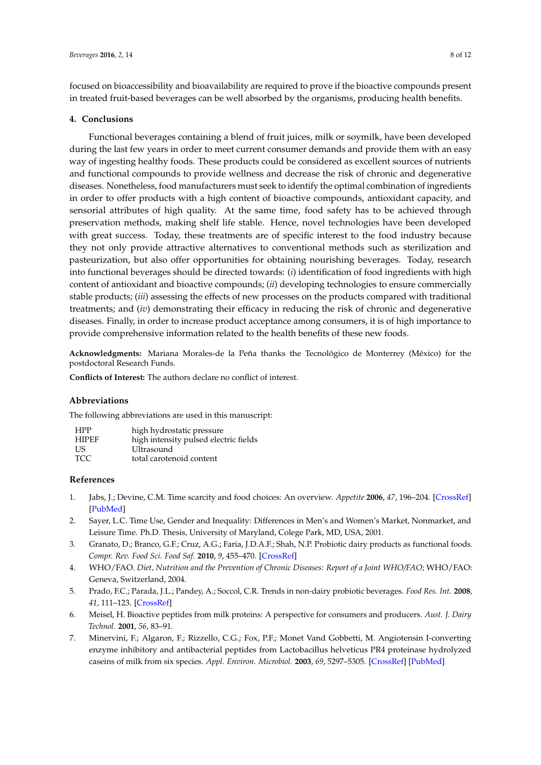focused on bioaccessibility and bioavailability are required to prove if the bioactive compounds present in treated fruit-based beverages can be well absorbed by the organisms, producing health benefits.

## 4. Conclusions

Functional beverages containing a blend of fruit juices, milk or soymilk, have been developed during the last few years in order to meet current consumer demands and provide them with an easy way of ingesting healthy foods. These products could be considered as excellent sources of nutrients and functional compounds to provide wellness and decrease the risk of chronic and degenerative diseases. Nonetheless, food manufacturers must seek to identify the optimal combination of ingredients in order to offer products with a high content of bioactive compounds, antioxidant capacity, and sensorial attributes of high quality. At the same time, food safety has to be achieved through preservation methods, making shelf life stable. Hence, novel technologies have been developed with great success. Today, these treatments are of specific interest to the food industry because they not only provide attractive alternatives to conventional methods such as sterilization and pasteurization, but also offer opportunities for obtaining nourishing beverages. Today, research into functional beverages should be directed towards: (*i*) identification of food ingredients with high content of antioxidant and bioactive compounds; (*ii*) developing technologies to ensure commercially stable products; (*iii*) assessing the effects of new processes on the products compared with traditional treatments; and (*iv*) demonstrating their efficacy in reducing the risk of chronic and degenerative diseases. Finally, in order to increase product acceptance among consumers, it is of high importance to provide comprehensive information related to the health benefits of these new foods.

**Acknowledgments:** Mariana Morales-de la Peña thanks the Tecnológico de Monterrey (México) for the postdoctoral Research Funds.

**Conflicts of Interest:** The authors declare no conflict of interest.

## Abbreviations

The following abbreviations are used in this manuscript:

| | |
|---|---|
| HPP | high hydrostatic pressure |
| HIPEF | high intensity pulsed electric fields |
| US | Ultrasound |
| TCC | total carotenoid content |

## References

1. Jabs, J.; Devine, C.M. Time scarcity and food choices: An overview. *Appetite* **2006**, *47*, 196–204. [CrossRef] [PubMed]
2. Sayer, L.C. Time Use, Gender and Inequality: Differences in Men's and Women's Market, Nonmarket, and Leisure Time. Ph.D. Thesis, University of Maryland, Colege Park, MD, USA, 2001.
3. Granato, D.; Branco, G.F.; Cruz, A.G.; Faria, J.D.A.F.; Shah, N.P. Probiotic dairy products as functional foods. *Compr. Rev. Food Sci. Food Saf.* **2010**, *9*, 455–470. [CrossRef]
4. WHO/FAO. *Diet, Nutrition and the Prevention of Chronic Diseases: Report of a Joint WHO/FAO*; WHO/FAO: Geneva, Switzerland, 2004.
5. Prado, F.C.; Parada, J.L.; Pandey, A.; Soccol, C.R. Trends in non-dairy probiotic beverages. *Food Res. Int.* **2008**, *41*, 111–123. [CrossRef]
6. Meisel, H. Bioactive peptides from milk proteins: A perspective for consumers and producers. *Aust. J. Dairy Technol.* **2001**, *56*, 83–91.
7. Minervini, F.; Algaron, F.; Rizzello, C.G.; Fox, P.F.; Monet Vand Gobbetti, M. Angiotensin I-converting enzyme inhibitory and antibacterial peptides from Lactobacillus helveticus PR4 proteinase hydrolyzed caseins of milk from six species. *Appl. Environ. Microbiol.* **2003**, *69*, 5297–5305. [CrossRef] [PubMed]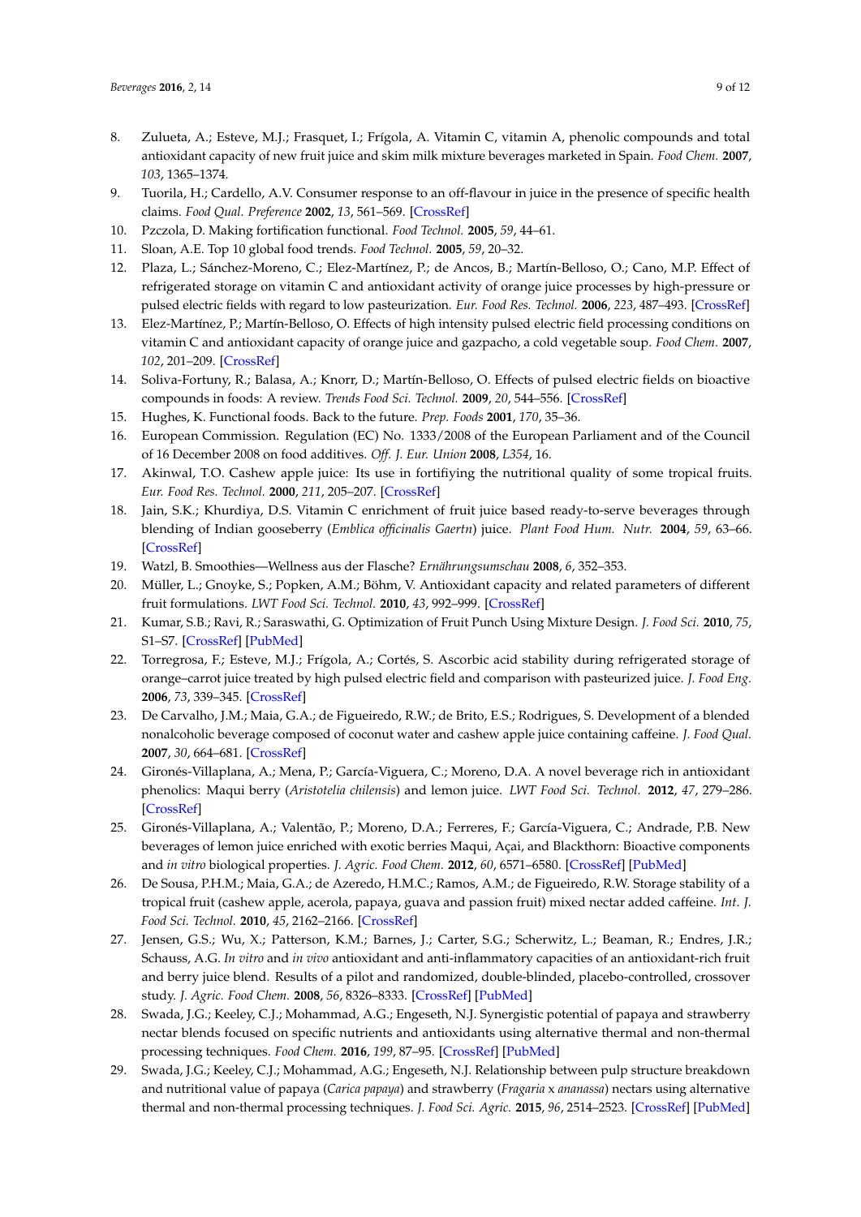8. Zulueta, A.; Esteve, M.J.; Frasquet, I.; Frígola, A. Vitamin C, vitamin A, phenolic compounds and total antioxidant capacity of new fruit juice and skim milk mixture beverages marketed in Spain. *Food Chem.* **2007**, *103*, 1365–1374.
9. Tuorila, H.; Cardello, A.V. Consumer response to an off-flavour in juice in the presence of specific health claims. *Food Qual. Preference* **2002**, *13*, 561–569. [CrossRef]
10. Pzczola, D. Making fortification functional. *Food Technol.* **2005**, *59*, 44–61.
11. Sloan, A.E. Top 10 global food trends. *Food Technol.* **2005**, *59*, 20–32.
12. Plaza, L.; Sánchez-Moreno, C.; Elez-Martínez, P.; de Ancos, B.; Martín-Belloso, O.; Cano, M.P. Effect of refrigerated storage on vitamin C and antioxidant activity of orange juice processes by high-pressure or pulsed electric fields with regard to low pasteurization. *Eur. Food Res. Technol.* **2006**, *223*, 487–493. [CrossRef]
13. Elez-Martínez, P.; Martín-Belloso, O. Effects of high intensity pulsed electric field processing conditions on vitamin C and antioxidant capacity of orange juice and gazpacho, a cold vegetable soup. *Food Chem.* **2007**, *102*, 201–209. [CrossRef]
14. Soliva-Fortuny, R.; Balasa, A.; Knorr, D.; Martín-Belloso, O. Effects of pulsed electric fields on bioactive compounds in foods: A review. *Trends Food Sci. Technol.* **2009**, *20*, 544–556. [CrossRef]
15. Hughes, K. Functional foods. Back to the future. *Prep. Foods* **2001**, *170*, 35–36.
16. European Commission. Regulation (EC) No. 1333/2008 of the European Parliament and of the Council of 16 December 2008 on food additives. *Off. J. Eur. Union* **2008**, *L354*, 16.
17. Akinwal, T.O. Cashew apple juice: Its use in fortifiying the nutritional quality of some tropical fruits. *Eur. Food Res. Technol.* **2000**, *211*, 205–207. [CrossRef]
18. Jain, S.K.; Khurdiya, D.S. Vitamin C enrichment of fruit juice based ready-to-serve beverages through blending of Indian gooseberry (*Emblica officinalis Gaertn*) juice. *Plant Food Hum. Nutr.* **2004**, *59*, 63–66. [CrossRef]
19. Watzl, B. Smoothies—Wellness aus der Flasche? *Ernährungsumschau* **2008**, *6*, 352–353.
20. Müller, L.; Gnoyke, S.; Popken, A.M.; Böhm, V. Antioxidant capacity and related parameters of different fruit formulations. *LWT Food Sci. Technol.* **2010**, *43*, 992–999. [CrossRef]
21. Kumar, S.B.; Ravi, R.; Saraswathi, G. Optimization of Fruit Punch Using Mixture Design. *J. Food Sci.* **2010**, *75*, S1–S7. [CrossRef] [PubMed]
22. Torregrosa, F.; Esteve, M.J.; Frígola, A.; Cortés, S. Ascorbic acid stability during refrigerated storage of orange–carrot juice treated by high pulsed electric field and comparison with pasteurized juice. *J. Food Eng.* **2006**, *73*, 339–345. [CrossRef]
23. De Carvalho, J.M.; Maia, G.A.; de Figueiredo, R.W.; de Brito, E.S.; Rodrigues, S. Development of a blended nonalcoholic beverage composed of coconut water and cashew apple juice containing caffeine. *J. Food Qual.* **2007**, *30*, 664–681. [CrossRef]
24. Gironés-Villaplana, A.; Mena, P.; García-Viguera, C.; Moreno, D.A. A novel beverage rich in antioxidant phenolics: Maqui berry (*Aristotelia chilensis*) and lemon juice. *LWT Food Sci. Technol.* **2012**, *47*, 279–286. [CrossRef]
25. Gironés-Villaplana, A.; Valentão, P.; Moreno, D.A.; Ferreres, F.; García-Viguera, C.; Andrade, P.B. New beverages of lemon juice enriched with exotic berries Maqui, Açai, and Blackthorn: Bioactive components and *in vitro* biological properties. *J. Agric. Food Chem.* **2012**, *60*, 6571–6580. [CrossRef] [PubMed]
26. De Sousa, P.H.M.; Maia, G.A.; de Azeredo, H.M.C.; Ramos, A.M.; de Figueiredo, R.W. Storage stability of a tropical fruit (cashew apple, acerola, papaya, guava and passion fruit) mixed nectar added caffeine. *Int. J. Food Sci. Technol.* **2010**, *45*, 2162–2166. [CrossRef]
27. Jensen, G.S.; Wu, X.; Patterson, K.M.; Barnes, J.; Carter, S.G.; Scherwitz, L.; Beaman, R.; Endres, J.R.; Schauss, A.G. *In vitro* and *in vivo* antioxidant and anti-inflammatory capacities of an antioxidant-rich fruit and berry juice blend. Results of a pilot and randomized, double-blinded, placebo-controlled, crossover study. *J. Agric. Food Chem.* **2008**, *56*, 8326–8333. [CrossRef] [PubMed]
28. Swada, J.G.; Keeley, C.J.; Mohammad, A.G.; Engeseth, N.J. Synergistic potential of papaya and strawberry nectar blends focused on specific nutrients and antioxidants using alternative thermal and non-thermal processing techniques. *Food Chem.* **2016**, *199*, 87–95. [CrossRef] [PubMed]
29. Swada, J.G.; Keeley, C.J.; Mohammad, A.G.; Engeseth, N.J. Relationship between pulp structure breakdown and nutritional value of papaya (*Carica papaya*) and strawberry (*Fragaria* x *ananassa*) nectars using alternative thermal and non-thermal processing techniques. *J. Food Sci. Agric.* **2015**, *96*, 2514–2523. [CrossRef] [PubMed]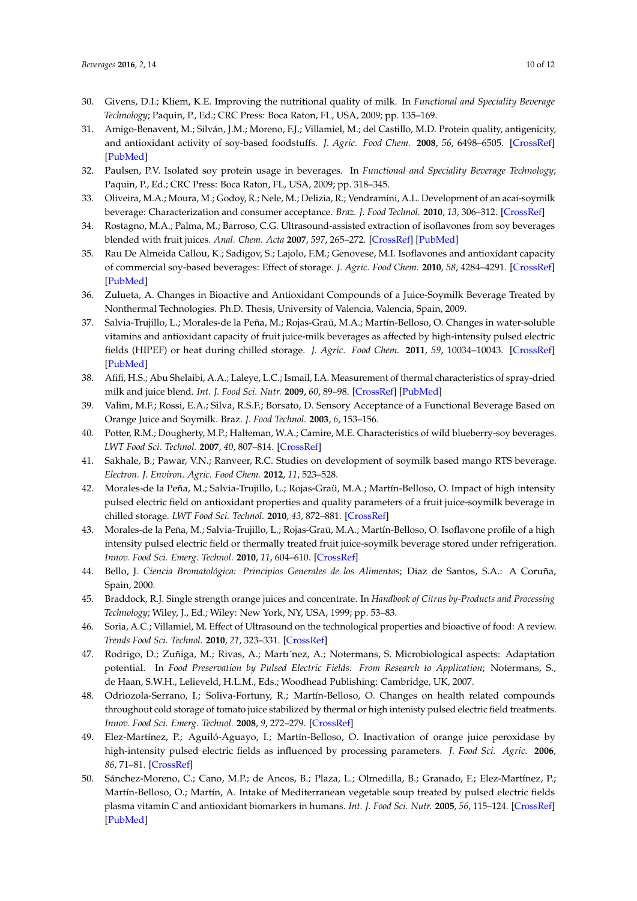30. Givens, D.I.; Kliem, K.E. Improving the nutritional quality of milk. In *Functional and Speciality Beverage Technology*; Paquin, P., Ed.; CRC Press: Boca Raton, FL, USA, 2009; pp. 135–169.
31. Amigo-Benavent, M.; Silván, J.M.; Moreno, F.J.; Villamiel, M.; del Castillo, M.D. Protein quality, antigenicity, and antioxidant activity of soy-based foodstuffs. *J. Agric. Food Chem.* **2008**, *56*, 6498–6505. [CrossRef] [PubMed]
32. Paulsen, P.V. Isolated soy protein usage in beverages. In *Functional and Speciality Beverage Technology*; Paquin, P., Ed.; CRC Press: Boca Raton, FL, USA, 2009; pp. 318–345.
33. Oliveira, M.A.; Moura, M.; Godoy, R.; Nele, M.; Delizia, R.; Vendramini, A.L. Development of an acai-soymilk beverage: Characterization and consumer acceptance. *Braz. J. Food Technol.* **2010**, *13*, 306–312. [CrossRef]
34. Rostagno, M.A.; Palma, M.; Barroso, C.G. Ultrasound-assisted extraction of isoflavones from soy beverages blended with fruit juices. *Anal. Chem. Acta* **2007**, *597*, 265–272. [CrossRef] [PubMed]
35. Rau De Almeida Callou, K.; Sadigov, S.; Lajolo, F.M.; Genovese, M.I. Isoflavones and antioxidant capacity of commercial soy-based beverages: Effect of storage. *J. Agric. Food Chem.* **2010**, *58*, 4284–4291. [CrossRef] [PubMed]
36. Zulueta, A. Changes in Bioactive and Antioxidant Compounds of a Juice-Soymilk Beverage Treated by Nonthermal Technologies. Ph.D. Thesis, University of Valencia, Valencia, Spain, 2009.
37. Salvia-Trujillo, L.; Morales-de la Peña, M.; Rojas-Graü, M.A.; Martín-Belloso, O. Changes in water-soluble vitamins and antioxidant capacity of fruit juice-milk beverages as affected by high-intensity pulsed electric fields (HIPEF) or heat during chilled storage. *J. Agric. Food Chem.* **2011**, *59*, 10034–10043. [CrossRef] [PubMed]
38. Afifi, H.S.; Abu Shelaibi, A.A.; Laleye, L.C.; Ismail, I.A. Measurement of thermal characteristics of spray-dried milk and juice blend. *Int. J. Food Sci. Nutr.* **2009**, *60*, 89–98. [CrossRef] [PubMed]
39. Valim, M.F.; Rossi, E.A.; Silva, R.S.F.; Borsato, D. Sensory Acceptance of a Functional Beverage Based on Orange Juice and Soymilk. Braz. *J. Food Technol.* **2003**, *6*, 153–156.
40. Potter, R.M.; Dougherty, M.P.; Halteman, W.A.; Camire, M.E. Characteristics of wild blueberry-soy beverages. *LWT Food Sci. Technol.* **2007**, *40*, 807–814. [CrossRef]
41. Sakhale, B.; Pawar, V.N.; Ranveer, R.C. Studies on development of soymilk based mango RTS beverage. *Electron. J. Environ. Agric. Food Chem.* **2012**, *11*, 523–528.
42. Morales-de la Peña, M.; Salvia-Trujillo, L.; Rojas-Graü, M.A.; Martín-Belloso, O. Impact of high intensity pulsed electric field on antioxidant properties and quality parameters of a fruit juice-soymilk beverage in chilled storage. *LWT Food Sci. Technol.* **2010**, *43*, 872–881. [CrossRef]
43. Morales-de la Peña, M.; Salvia-Trujillo, L.; Rojas-Graü, M.A.; Martín-Belloso, O. Isoflavone profile of a high intensity pulsed electric field or thermally treated fruit juice-soymilk beverage stored under refrigeration. *Innov. Food Sci. Emerg. Technol.* **2010**, *11*, 604–610. [CrossRef]
44. Bello, J. *Ciencia Bromatológica: Principios Generales de los Alimentos*; Diaz de Santos, S.A.: A Coruña, Spain, 2000.
45. Braddock, R.J. Single strength orange juices and concentrate. In *Handbook of Citrus by-Products and Processing Technology*; Wiley, J., Ed.; Wiley: New York, NY, USA, 1999; pp. 53–83.
46. Soria, A.C.; Villamiel, M. Effect of Ultrasound on the technological properties and bioactive of food: A review. *Trends Food Sci. Technol.* **2010**, *21*, 323–331. [CrossRef]
47. Rodrigo, D.; Zuñiga, M.; Rivas, A.; Martı´nez, A.; Notermans, S. Microbiological aspects: Adaptation potential. In *Food Preservation by Pulsed Electric Fields: From Research to Application*; Notermans, S., de Haan, S.W.H., Lelieveld, H.L.M., Eds.; Woodhead Publishing: Cambridge, UK, 2007.
48. Odriozola-Serrano, I.; Soliva-Fortuny, R.; Martín-Belloso, O. Changes on health related compounds throughout cold storage of tomato juice stabilized by thermal or high intenisty pulsed electric field treatments. *Innov. Food Sci. Emerg. Technol.* **2008**, *9*, 272–279. [CrossRef]
49. Elez-Martínez, P.; Aguiló-Aguayo, I.; Martín-Belloso, O. Inactivation of orange juice peroxidase by high-intensity pulsed electric fields as influenced by processing parameters. *J. Food Sci. Agric.* **2006**, *86*, 71–81. [CrossRef]
50. Sánchez-Moreno, C.; Cano, M.P.; de Ancos, B.; Plaza, L.; Olmedilla, B.; Granado, F.; Elez-Martínez, P.; Martín-Belloso, O.; Martín, A. Intake of Mediterranean vegetable soup treated by pulsed electric fields plasma vitamin C and antioxidant biomarkers in humans. *Int. J. Food Sci. Nutr.* **2005**, *56*, 115–124. [CrossRef] [PubMed]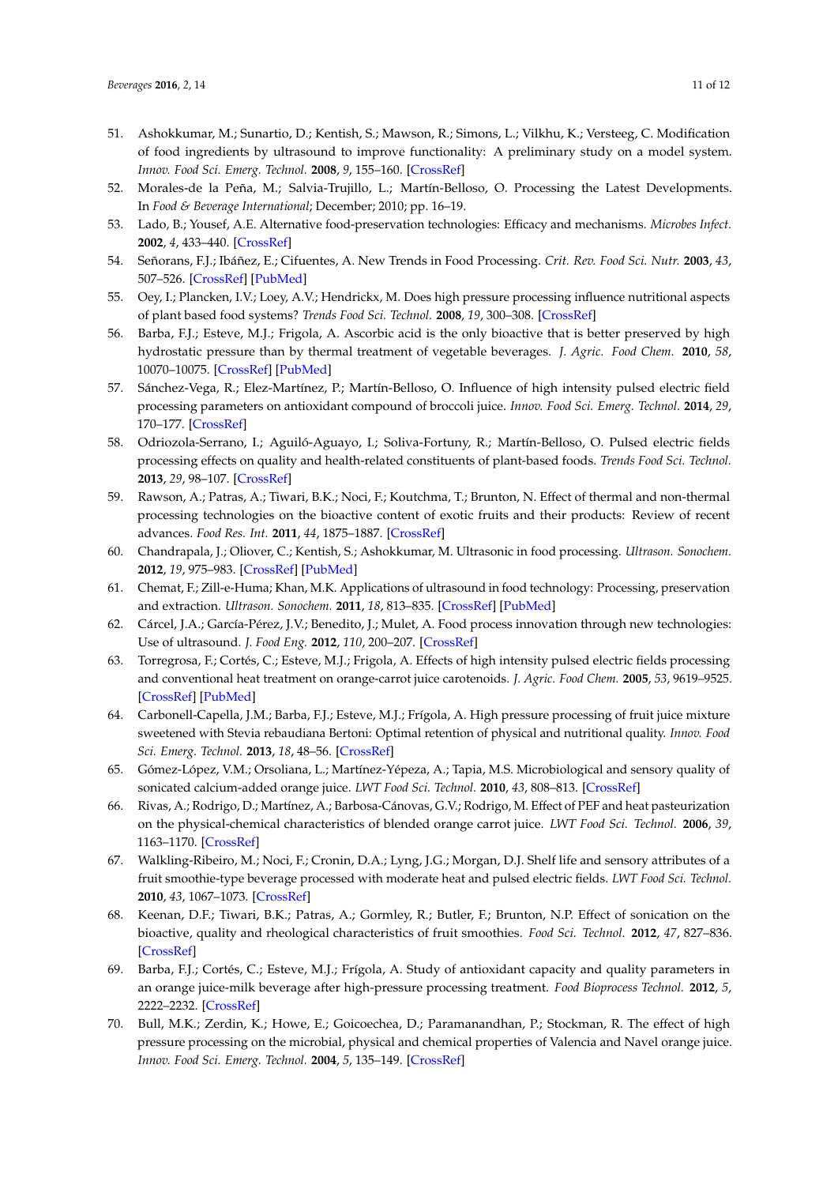51. Ashokkumar, M.; Sunartio, D.; Kentish, S.; Mawson, R.; Simons, L.; Vilkhu, K.; Versteeg, C. Modification of food ingredients by ultrasound to improve functionality: A preliminary study on a model system. *Innov. Food Sci. Emerg. Technol.* **2008**, *9*, 155–160. [CrossRef]
52. Morales-de la Peña, M.; Salvia-Trujillo, L.; Martín-Belloso, O. Processing the Latest Developments. In *Food & Beverage International*; December; 2010; pp. 16–19.
53. Lado, B.; Yousef, A.E. Alternative food-preservation technologies: Efficacy and mechanisms. *Microbes Infect.* **2002**, *4*, 433–440. [CrossRef]
54. Señorans, F.J.; Ibáñez, E.; Cifuentes, A. New Trends in Food Processing. *Crit. Rev. Food Sci. Nutr.* **2003**, *43*, 507–526. [CrossRef] [PubMed]
55. Oey, I.; Plancken, I.V.; Loey, A.V.; Hendrickx, M. Does high pressure processing influence nutritional aspects of plant based food systems? *Trends Food Sci. Technol.* **2008**, *19*, 300–308. [CrossRef]
56. Barba, F.J.; Esteve, M.J.; Frigola, A. Ascorbic acid is the only bioactive that is better preserved by high hydrostatic pressure than by thermal treatment of vegetable beverages. *J. Agric. Food Chem.* **2010**, *58*, 10070–10075. [CrossRef] [PubMed]
57. Sánchez-Vega, R.; Elez-Martínez, P.; Martín-Belloso, O. Influence of high intensity pulsed electric field processing parameters on antioxidant compound of broccoli juice. *Innov. Food Sci. Emerg. Technol.* **2014**, *29*, 170–177. [CrossRef]
58. Odriozola-Serrano, I.; Aguiló-Aguayo, I.; Soliva-Fortuny, R.; Martín-Belloso, O. Pulsed electric fields processing effects on quality and health-related constituents of plant-based foods. *Trends Food Sci. Technol.* **2013**, *29*, 98–107. [CrossRef]
59. Rawson, A.; Patras, A.; Tiwari, B.K.; Noci, F.; Koutchma, T.; Brunton, N. Effect of thermal and non-thermal processing technologies on the bioactive content of exotic fruits and their products: Review of recent advances. *Food Res. Int.* **2011**, *44*, 1875–1887. [CrossRef]
60. Chandrapala, J.; Oliover, C.; Kentish, S.; Ashokkumar, M. Ultrasonic in food processing. *Ultrason. Sonochem.* **2012**, *19*, 975–983. [CrossRef] [PubMed]
61. Chemat, F.; Zill-e-Huma; Khan, M.K. Applications of ultrasound in food technology: Processing, preservation and extraction. *Ultrason. Sonochem.* **2011**, *18*, 813–835. [CrossRef] [PubMed]
62. Cárcel, J.A.; García-Pérez, J.V.; Benedito, J.; Mulet, A. Food process innovation through new technologies: Use of ultrasound. *J. Food Eng.* **2012**, *110*, 200–207. [CrossRef]
63. Torregrosa, F.; Cortés, C.; Esteve, M.J.; Frigola, A. Effects of high intensity pulsed electric fields processing and conventional heat treatment on orange-carrot juice carotenoids. *J. Agric. Food Chem.* **2005**, *53*, 9619–9525. [CrossRef] [PubMed]
64. Carbonell-Capella, J.M.; Barba, F.J.; Esteve, M.J.; Frígola, A. High pressure processing of fruit juice mixture sweetened with Stevia rebaudiana Bertoni: Optimal retention of physical and nutritional quality. *Innov. Food Sci. Emerg. Technol.* **2013**, *18*, 48–56. [CrossRef]
65. Gómez-López, V.M.; Orsoliana, L.; Martínez-Yépeza, A.; Tapia, M.S. Microbiological and sensory quality of sonicated calcium-added orange juice. *LWT Food Sci. Technol.* **2010**, *43*, 808–813. [CrossRef]
66. Rivas, A.; Rodrigo, D.; Martínez, A.; Barbosa-Cánovas, G.V.; Rodrigo, M. Effect of PEF and heat pasteurization on the physical-chemical characteristics of blended orange carrot juice. *LWT Food Sci. Technol.* **2006**, *39*, 1163–1170. [CrossRef]
67. Walkling-Ribeiro, M.; Noci, F.; Cronin, D.A.; Lyng, J.G.; Morgan, D.J. Shelf life and sensory attributes of a fruit smoothie-type beverage processed with moderate heat and pulsed electric fields. *LWT Food Sci. Technol.* **2010**, *43*, 1067–1073. [CrossRef]
68. Keenan, D.F.; Tiwari, B.K.; Patras, A.; Gormley, R.; Butler, F.; Brunton, N.P. Effect of sonication on the bioactive, quality and rheological characteristics of fruit smoothies. *Food Sci. Technol.* **2012**, *47*, 827–836. [CrossRef]
69. Barba, F.J.; Cortés, C.; Esteve, M.J.; Frígola, A. Study of antioxidant capacity and quality parameters in an orange juice-milk beverage after high-pressure processing treatment. *Food Bioprocess Technol.* **2012**, *5*, 2222–2232. [CrossRef]
70. Bull, M.K.; Zerdin, K.; Howe, E.; Goicoechea, D.; Paramanandhan, P.; Stockman, R. The effect of high pressure processing on the microbial, physical and chemical properties of Valencia and Navel orange juice. *Innov. Food Sci. Emerg. Technol.* **2004**, *5*, 135–149. [CrossRef]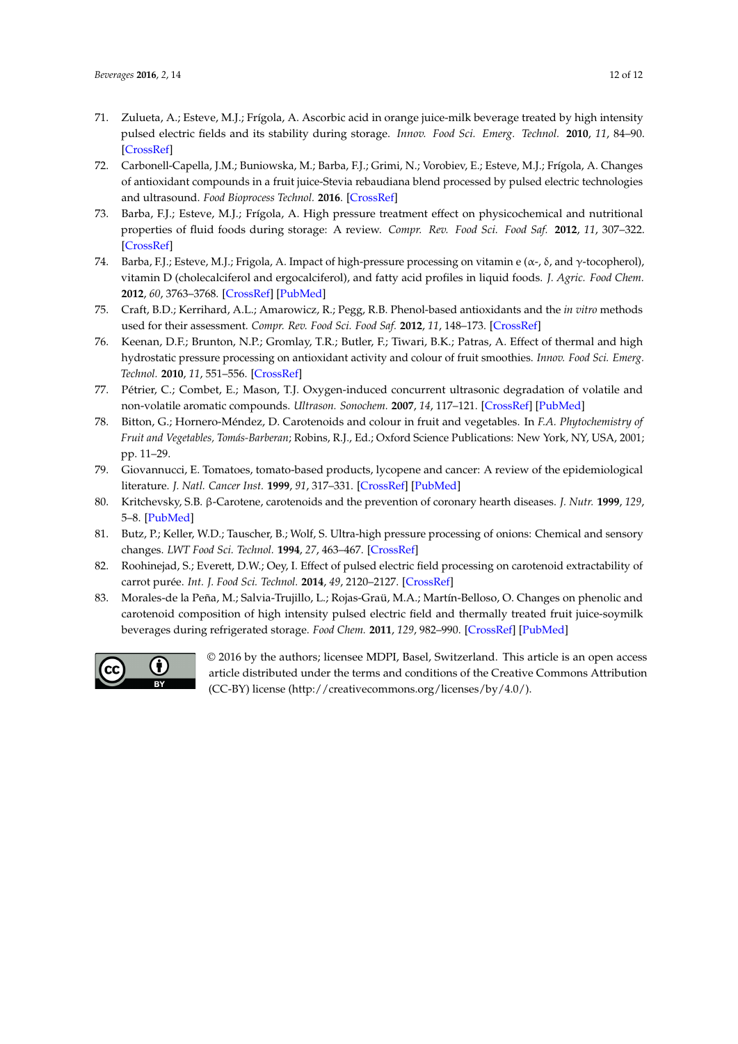71. Zulueta, A.; Esteve, M.J.; Frígola, A. Ascorbic acid in orange juice-milk beverage treated by high intensity pulsed electric fields and its stability during storage. *Innov. Food Sci. Emerg. Technol.* **2010**, *11*, 84–90. [CrossRef]
72. Carbonell-Capella, J.M.; Buniowska, M.; Barba, F.J.; Grimi, N.; Vorobiev, E.; Esteve, M.J.; Frígola, A. Changes of antioxidant compounds in a fruit juice-Stevia rebaudiana blend processed by pulsed electric technologies and ultrasound. *Food Bioprocess Technol.* **2016**. [CrossRef]
73. Barba, F.J.; Esteve, M.J.; Frígola, A. High pressure treatment effect on physicochemical and nutritional properties of fluid foods during storage: A review. *Compr. Rev. Food Sci. Food Saf.* **2012**, *11*, 307–322. [CrossRef]
74. Barba, F.J.; Esteve, M.J.; Frigola, A. Impact of high-pressure processing on vitamin e ($\alpha$-, $\delta$, and $\gamma$-tocopherol), vitamin D (cholecalciferol and ergocalciferol), and fatty acid profiles in liquid foods. *J. Agric. Food Chem.* **2012**, *60*, 3763–3768. [CrossRef] [PubMed]
75. Craft, B.D.; Kerrihard, A.L.; Amarowicz, R.; Pegg, R.B. Phenol-based antioxidants and the *in vitro* methods used for their assessment. *Compr. Rev. Food Sci. Food Saf.* **2012**, *11*, 148–173. [CrossRef]
76. Keenan, D.F.; Brunton, N.P.; Gromlay, T.R.; Butler, F.; Tiwari, B.K.; Patras, A. Effect of thermal and high hydrostatic pressure processing on antioxidant activity and colour of fruit smoothies. *Innov. Food Sci. Emerg. Technol.* **2010**, *11*, 551–556. [CrossRef]
77. Pétrier, C.; Combet, E.; Mason, T.J. Oxygen-induced concurrent ultrasonic degradation of volatile and non-volatile aromatic compounds. *Ultrason. Sonochem.* **2007**, *14*, 117–121. [CrossRef] [PubMed]
78. Bitton, G.; Hornero-Méndez, D. Carotenoids and colour in fruit and vegetables. In *F.A. Phytochemistry of Fruit and Vegetables, Tomás-Barberan*; Robins, R.J., Ed.; Oxford Science Publications: New York, NY, USA, 2001; pp. 11–29.
79. Giovannucci, E. Tomatoes, tomato-based products, lycopene and cancer: A review of the epidemiological literature. *J. Natl. Cancer Inst.* **1999**, *91*, 317–331. [CrossRef] [PubMed]
80. Kritchevsky, S.B. $\beta$-Carotene, carotenoids and the prevention of coronary hearth diseases. *J. Nutr.* **1999**, *129*, 5–8. [PubMed]
81. Butz, P.; Keller, W.D.; Tauscher, B.; Wolf, S. Ultra-high pressure processing of onions: Chemical and sensory changes. *LWT Food Sci. Technol.* **1994**, *27*, 463–467. [CrossRef]
82. Roohinejad, S.; Everett, D.W.; Oey, I. Effect of pulsed electric field processing on carotenoid extractability of carrot purée. *Int. J. Food Sci. Technol.* **2014**, *49*, 2120–2127. [CrossRef]
83. Morales-de la Peña, M.; Salvia-Trujillo, L.; Rojas-Graü, M.A.; Martín-Belloso, O. Changes on phenolic and carotenoid composition of high intensity pulsed electric field and thermally treated fruit juice-soymilk beverages during refrigerated storage. *Food Chem.* **2011**, *129*, 982–990. [CrossRef] [PubMed]

© 2016 by the authors; licensee MDPI, Basel, Switzerland. This article is an open access article distributed under the terms and conditions of the Creative Commons Attribution (CC-BY) license (http://creativecommons.org/licenses/by/4.0/).